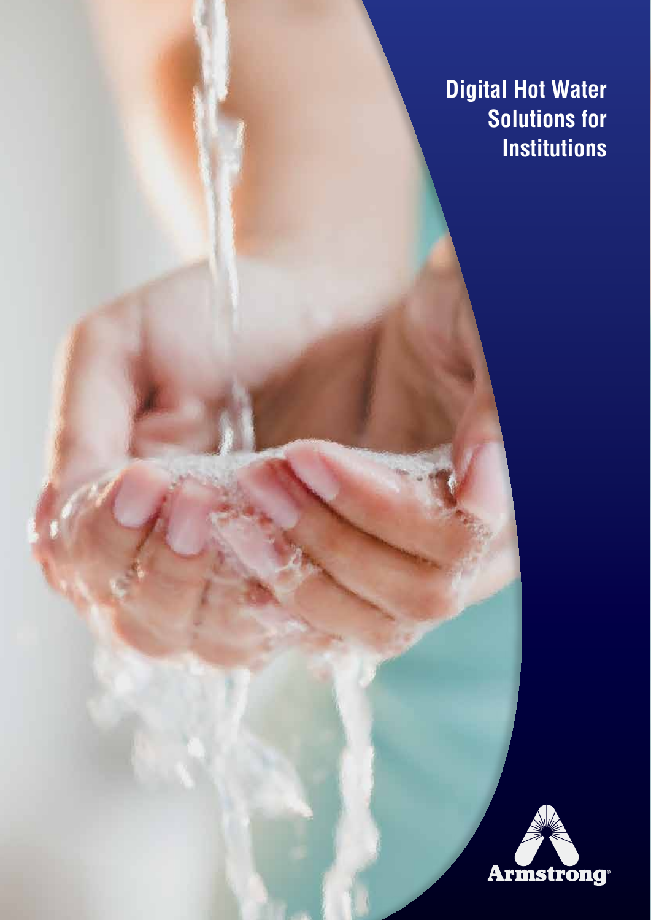# Digital Hot Water Solutions for Institutions

Armstrong®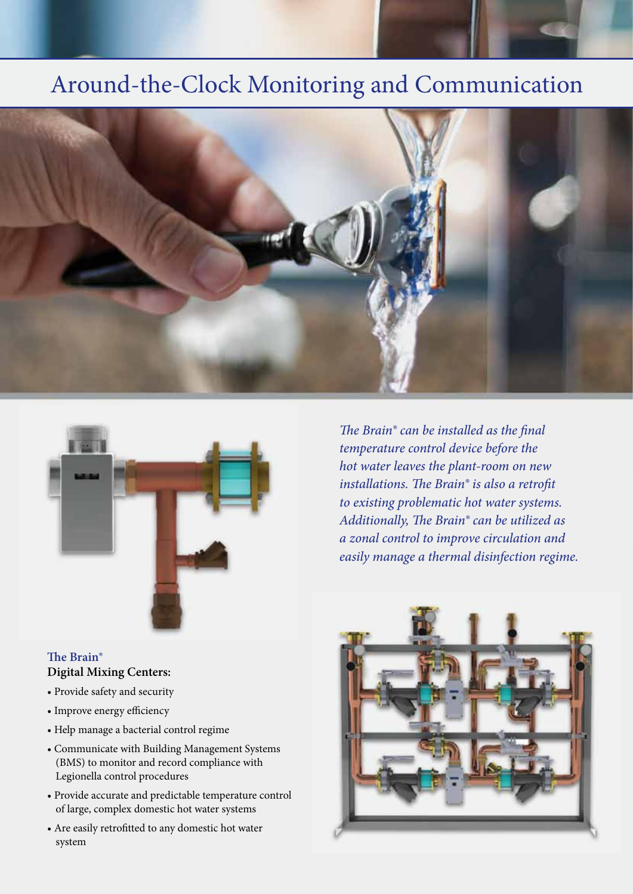# Around-the-Clock Monitoring and Communication

*The Brain® can be installed as the final temperature control device before the hot water leaves the plant-room on new installations. The Brain® is also a retrofit to existing problematic hot water systems. Additionally, The Brain® can be utilized as a zonal control to improve circulation and easily manage a thermal disinfection regime.*

**The Brain®**
**Digital Mixing Centers:**

- Provide safety and security
- Improve energy efficiency
- Help manage a bacterial control regime
- Communicate with Building Management Systems (BMS) to monitor and record compliance with Legionella control procedures
- Provide accurate and predictable temperature control of large, complex domestic hot water systems
- Are easily retrofitted to any domestic hot water system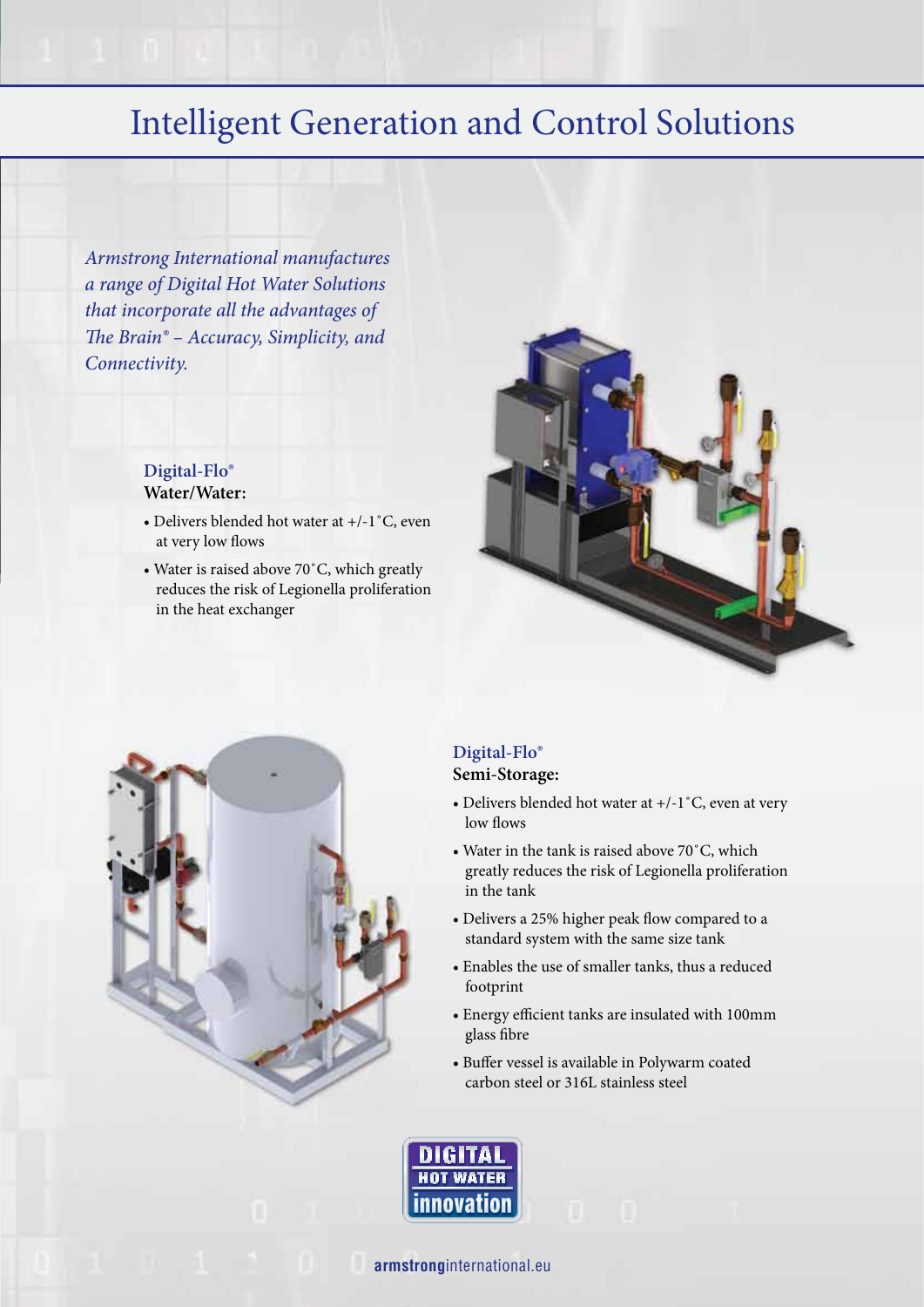# Intelligent Generation and Control Solutions

*Armstrong International manufactures a range of Digital Hot Water Solutions that incorporate all the advantages of The Brain® – Accuracy, Simplicity, and Connectivity.*

### Digital-Flo®
**Water/Water:**

- Delivers blended hot water at +/-1˚C, even at very low flows
- Water is raised above 70˚C, which greatly reduces the risk of Legionella proliferation in the heat exchanger

### Digital-Flo®
**Semi-Storage:**

- Delivers blended hot water at +/-1˚C, even at very low flows
- Water in the tank is raised above 70˚C, which greatly reduces the risk of Legionella proliferation in the tank
- Delivers a 25% higher peak flow compared to a standard system with the same size tank
- Enables the use of smaller tanks, thus a reduced footprint
- Energy efficient tanks are insulated with 100mm glass fibre
- Buffer vessel is available in Polywarm coated carbon steel or 316L stainless steel

DIGITAL HOT WATER innovation

**armstrong**international.eu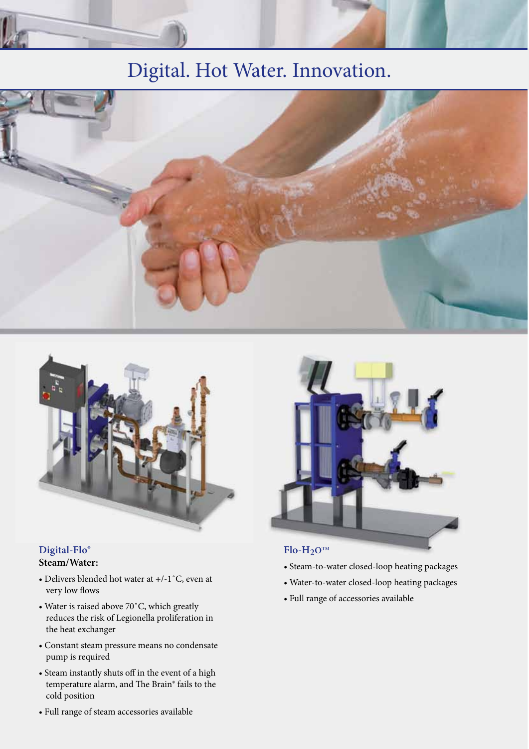# Digital. Hot Water. Innovation.

### Digital-Flo®

**Steam/Water:**

- Delivers blended hot water at +/-1˚C, even at very low flows
- Water is raised above 70˚C, which greatly reduces the risk of Legionella proliferation in the heat exchanger
- Constant steam pressure means no condensate pump is required
- Steam instantly shuts off in the event of a high temperature alarm, and The Brain® fails to the cold position
- Full range of steam accessories available

### Flo-$H_2O$™

- Steam-to-water closed-loop heating packages
- Water-to-water closed-loop heating packages
- Full range of accessories available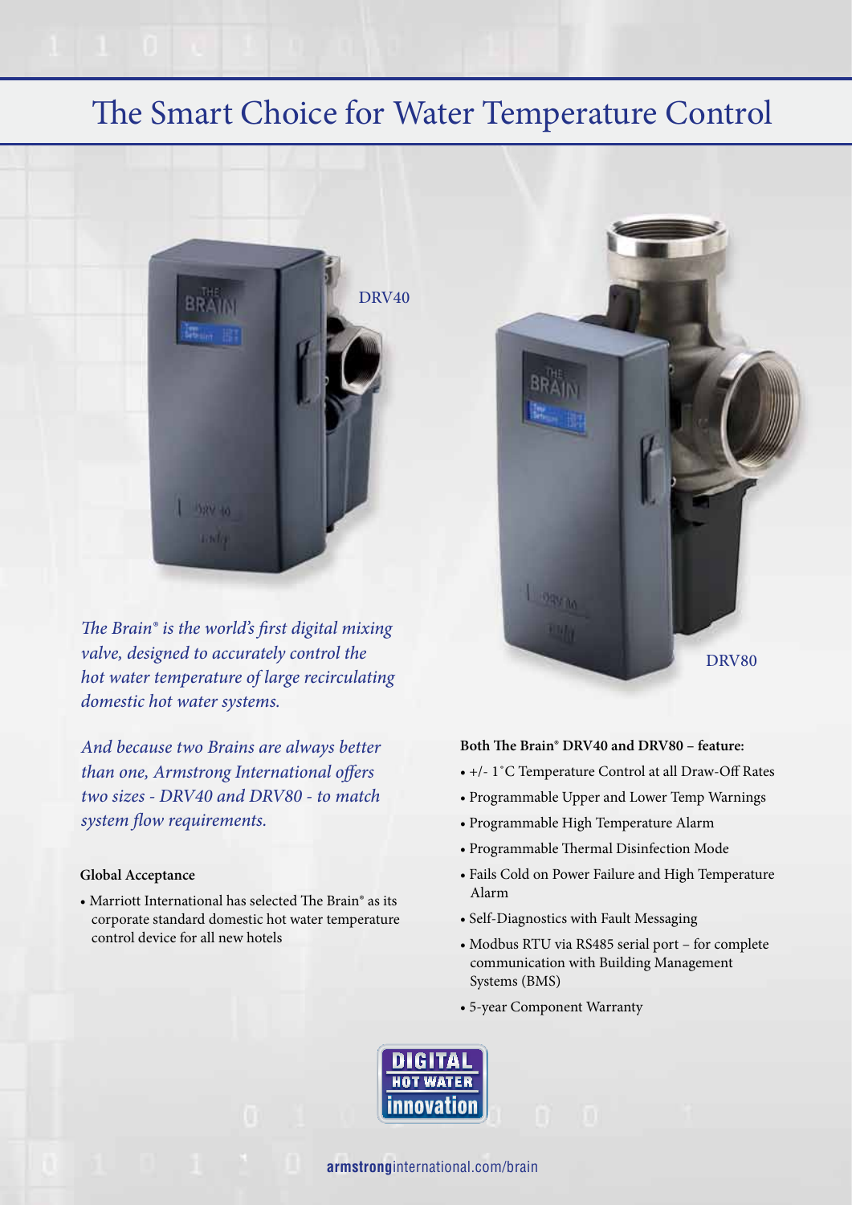# The Smart Choice for Water Temperature Control

DRV40

DRV80

*The Brain® is the world's first digital mixing valve, designed to accurately control the hot water temperature of large recirculating domestic hot water systems.*

*And because two Brains are always better than one, Armstrong International offers two sizes - DRV40 and DRV80 - to match system flow requirements.*

**Global Acceptance**

- Marriott International has selected The Brain® as its corporate standard domestic hot water temperature control device for all new hotels

**Both The Brain® DRV40 and DRV80 – feature:**

- +/- 1˚C Temperature Control at all Draw-Off Rates
- Programmable Upper and Lower Temp Warnings
- Programmable High Temperature Alarm
- Programmable Thermal Disinfection Mode
- Fails Cold on Power Failure and High Temperature Alarm
- Self-Diagnostics with Fault Messaging
- Modbus RTU via RS485 serial port – for complete communication with Building Management Systems (BMS)
- 5-year Component Warranty

DIGITAL HOT WATER innovation

**armstrong**international.com/brain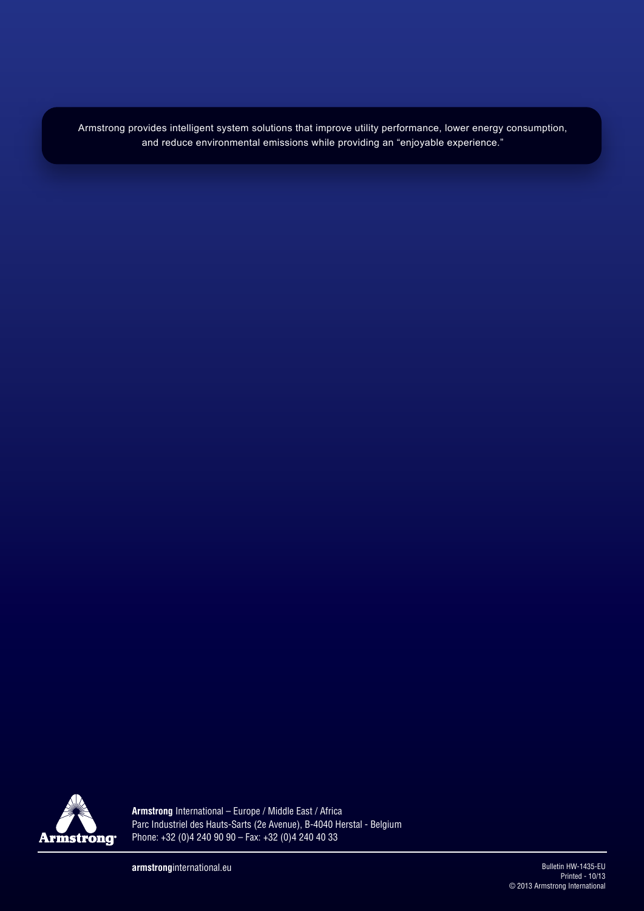Armstrong provides intelligent system solutions that improve utility performance, lower energy consumption, and reduce environmental emissions while providing an "enjoyable experience."

**Armstrong** International – Europe / Middle East / Africa
Parc Industriel des Hauts-Sarts (2e Avenue), B-4040 Herstal - Belgium
Phone: +32 (0)4 240 90 90 – Fax: +32 (0)4 240 40 33

**armstrong**international.eu

Bulletin HW-1435-EU
Printed - 10/13
© 2013 Armstrong International